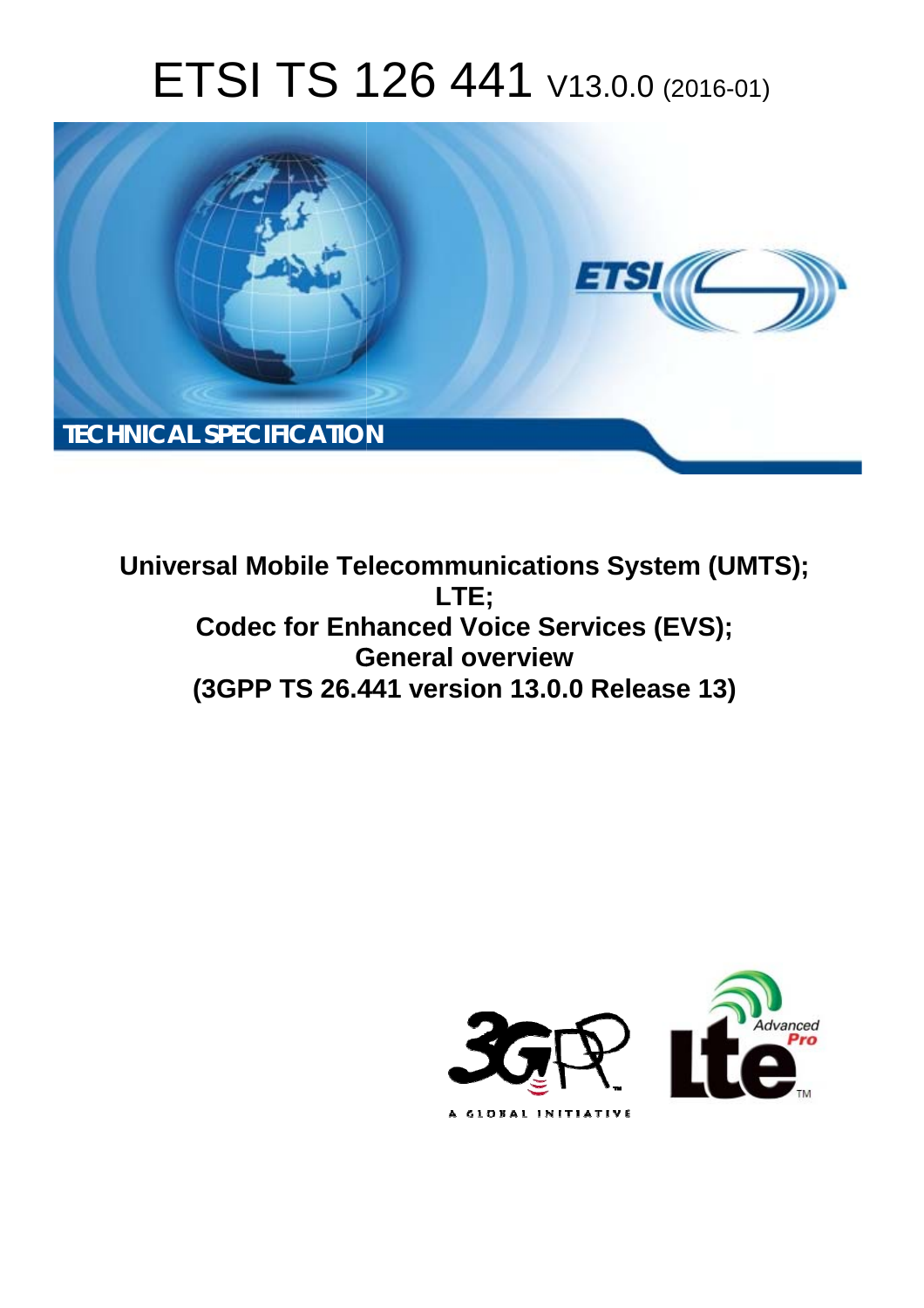# ETSI TS 126 441 V13.0.0 (2016-01)

TECHNICAL SPECIFICATION

**Universal Mobile Telecommunications System (UMTS); LTE; Codec for Enhanced Voice Services (EVS); General overview (3GPP TS 26.441 version 13.0.0 Release 13)**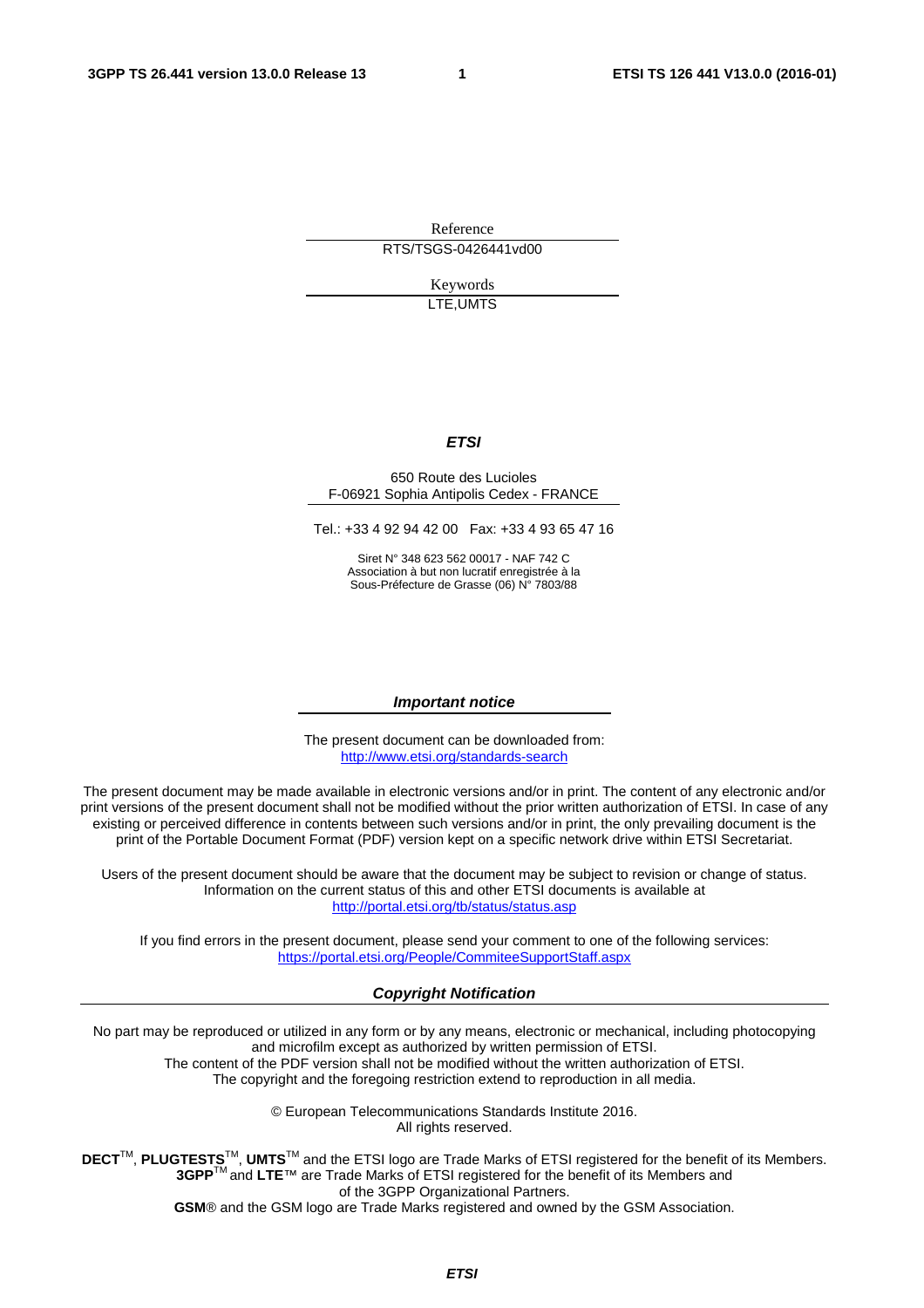Reference

RTS/TSGS-0426441vd00

Keywords

LTE,UMTS

***ETSI***

650 Route des Lucioles
F-06921 Sophia Antipolis Cedex - FRANCE

Tel.: +33 4 92 94 42 00 Fax: +33 4 93 65 47 16

Siret N° 348 623 562 00017 - NAF 742 C
Association à but non lucratif enregistrée à la
Sous-Préfecture de Grasse (06) N° 7803/88

***Important notice***

The present document can be downloaded from:
http://www.etsi.org/standards-search

The present document may be made available in electronic versions and/or in print. The content of any electronic and/or print versions of the present document shall not be modified without the prior written authorization of ETSI. In case of any existing or perceived difference in contents between such versions and/or in print, the only prevailing document is the print of the Portable Document Format (PDF) version kept on a specific network drive within ETSI Secretariat.

Users of the present document should be aware that the document may be subject to revision or change of status. Information on the current status of this and other ETSI documents is available at
http://portal.etsi.org/tb/status/status.asp

If you find errors in the present document, please send your comment to one of the following services:
https://portal.etsi.org/People/CommiteeSupportStaff.aspx

***Copyright Notification***

No part may be reproduced or utilized in any form or by any means, electronic or mechanical, including photocopying and microfilm except as authorized by written permission of ETSI.
The content of the PDF version shall not be modified without the written authorization of ETSI.
The copyright and the foregoing restriction extend to reproduction in all media.

© European Telecommunications Standards Institute 2016.
All rights reserved.

**DECT**™, **PLUGTESTS**™, **UMTS**™ and the ETSI logo are Trade Marks of ETSI registered for the benefit of its Members.
**3GPP**™ and **LTE**™ are Trade Marks of ETSI registered for the benefit of its Members and of the 3GPP Organizational Partners.
**GSM**® and the GSM logo are Trade Marks registered and owned by the GSM Association.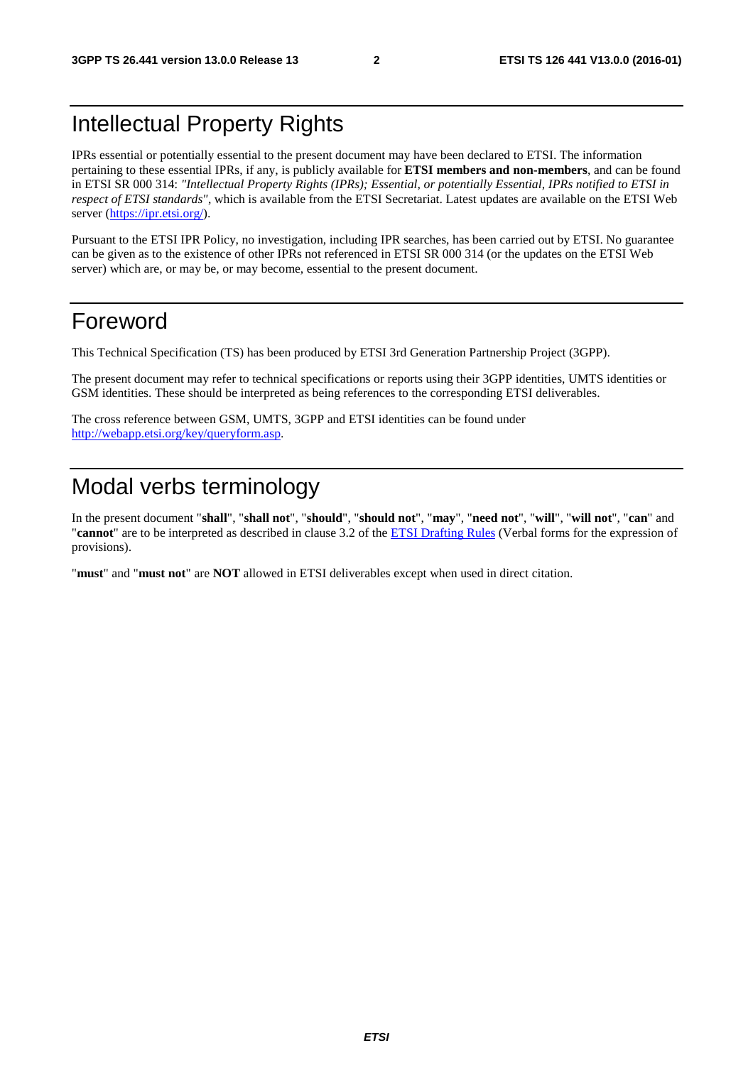# Intellectual Property Rights

IPRs essential or potentially essential to the present document may have been declared to ETSI. The information pertaining to these essential IPRs, if any, is publicly available for **ETSI members and non-members**, and can be found in ETSI SR 000 314: *"Intellectual Property Rights (IPRs); Essential, or potentially Essential, IPRs notified to ETSI in respect of ETSI standards"*, which is available from the ETSI Secretariat. Latest updates are available on the ETSI Web server (https://ipr.etsi.org/).

Pursuant to the ETSI IPR Policy, no investigation, including IPR searches, has been carried out by ETSI. No guarantee can be given as to the existence of other IPRs not referenced in ETSI SR 000 314 (or the updates on the ETSI Web server) which are, or may be, or may become, essential to the present document.

# Foreword

This Technical Specification (TS) has been produced by ETSI 3rd Generation Partnership Project (3GPP).

The present document may refer to technical specifications or reports using their 3GPP identities, UMTS identities or GSM identities. These should be interpreted as being references to the corresponding ETSI deliverables.

The cross reference between GSM, UMTS, 3GPP and ETSI identities can be found under http://webapp.etsi.org/key/queryform.asp.

# Modal verbs terminology

In the present document "**shall**", "**shall not**", "**should**", "**should not**", "**may**", "**need not**", "**will**", "**will not**", "**can**" and "**cannot**" are to be interpreted as described in clause 3.2 of the ETSI Drafting Rules (Verbal forms for the expression of provisions).

"**must**" and "**must not**" are **NOT** allowed in ETSI deliverables except when used in direct citation.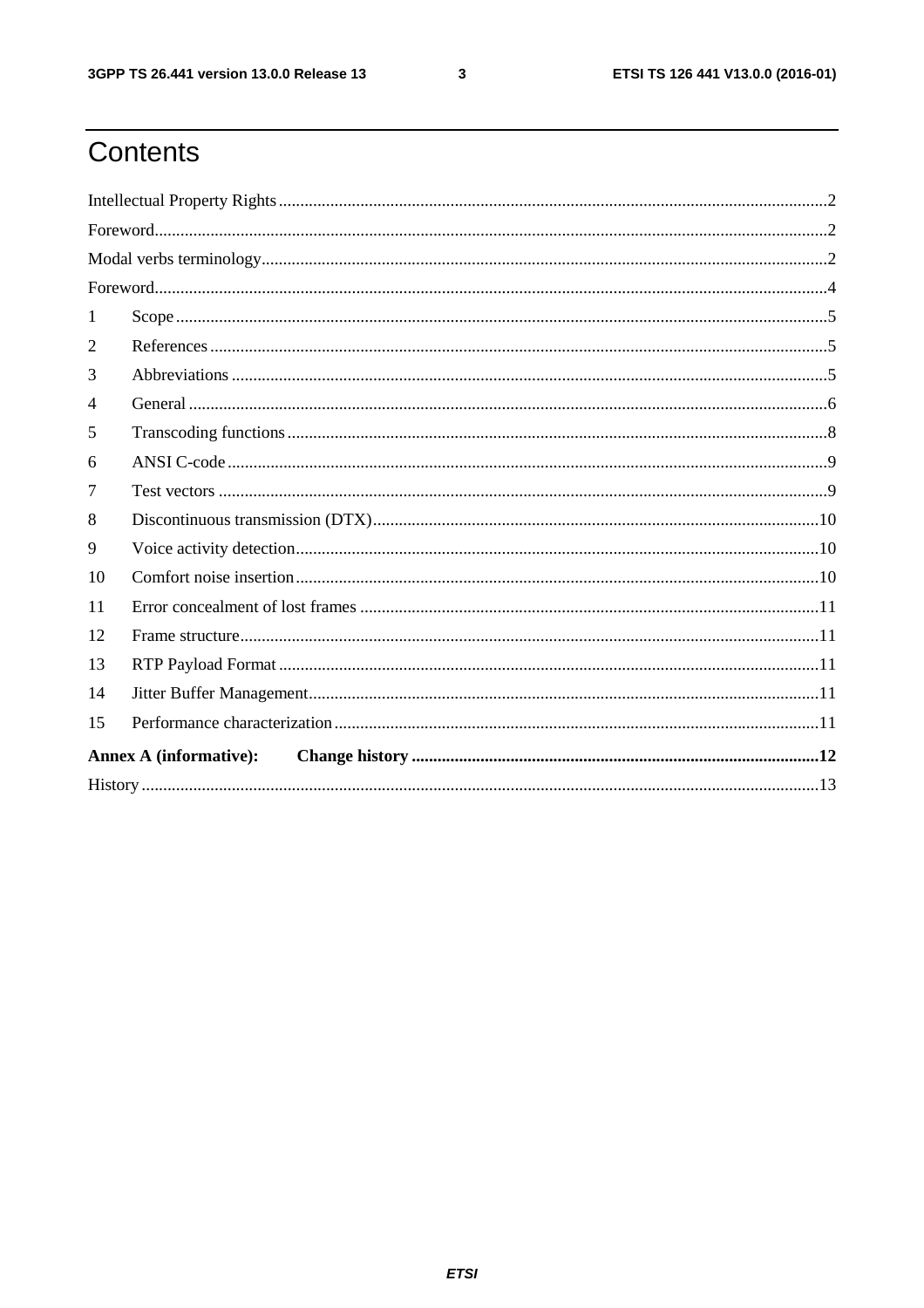# Contents

Intellectual Property Rights ..... 2

Foreword ..... 2

Modal verbs terminology ..... 2

Foreword ..... 4

1 Scope ..... 5

2 References ..... 5

3 Abbreviations ..... 5

4 General ..... 6

5 Transcoding functions ..... 8

6 ANSI C-code ..... 9

7 Test vectors ..... 9

8 Discontinuous transmission (DTX) ..... 10

9 Voice activity detection ..... 10

10 Comfort noise insertion ..... 10

11 Error concealment of lost frames ..... 11

12 Frame structure ..... 11

13 RTP Payload Format ..... 11

14 Jitter Buffer Management ..... 11

15 Performance characterization ..... 11

**Annex A (informative): Change history ..... 12**

History ..... 13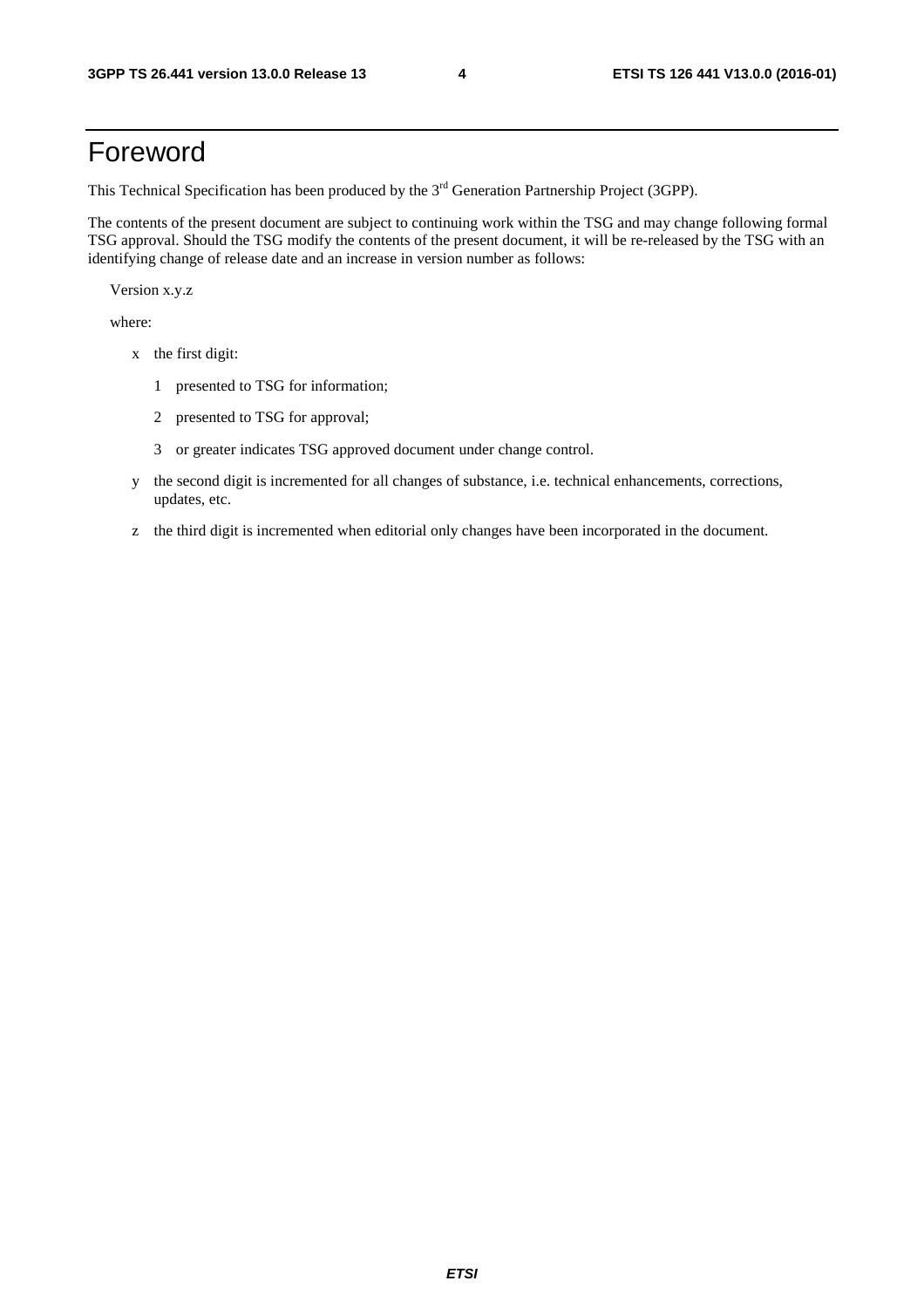# Foreword

This Technical Specification has been produced by the 3rd Generation Partnership Project (3GPP).

The contents of the present document are subject to continuing work within the TSG and may change following formal TSG approval. Should the TSG modify the contents of the present document, it will be re-released by the TSG with an identifying change of release date and an increase in version number as follows:

Version x.y.z

where:

- x the first digit:
  - 1 presented to TSG for information;
  - 2 presented to TSG for approval;
  - 3 or greater indicates TSG approved document under change control.
- y the second digit is incremented for all changes of substance, i.e. technical enhancements, corrections, updates, etc.
- z the third digit is incremented when editorial only changes have been incorporated in the document.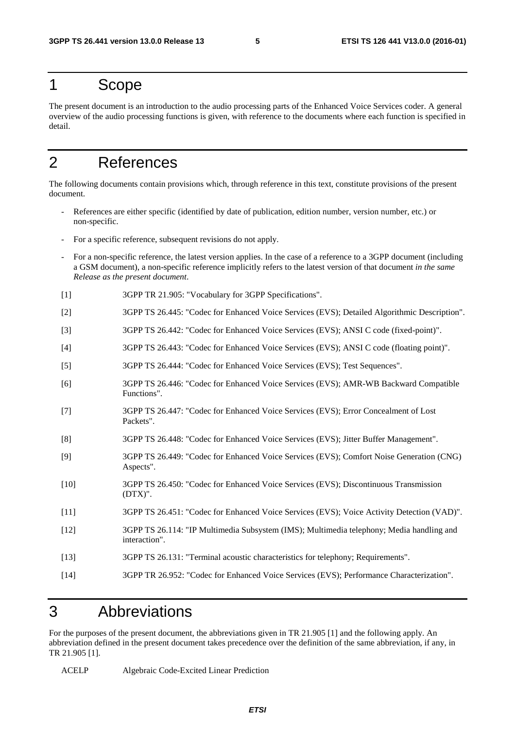# 1 Scope

The present document is an introduction to the audio processing parts of the Enhanced Voice Services coder. A general overview of the audio processing functions is given, with reference to the documents where each function is specified in detail.

# 2 References

The following documents contain provisions which, through reference in this text, constitute provisions of the present document.

- References are either specific (identified by date of publication, edition number, version number, etc.) or non-specific.
- For a specific reference, subsequent revisions do not apply.
- For a non-specific reference, the latest version applies. In the case of a reference to a 3GPP document (including a GSM document), a non-specific reference implicitly refers to the latest version of that document *in the same Release as the present document*.

[1] 3GPP TR 21.905: "Vocabulary for 3GPP Specifications".

[2] 3GPP TS 26.445: "Codec for Enhanced Voice Services (EVS); Detailed Algorithmic Description".

[3] 3GPP TS 26.442: "Codec for Enhanced Voice Services (EVS); ANSI C code (fixed-point)".

[4] 3GPP TS 26.443: "Codec for Enhanced Voice Services (EVS); ANSI C code (floating point)".

[5] 3GPP TS 26.444: "Codec for Enhanced Voice Services (EVS); Test Sequences".

[6] 3GPP TS 26.446: "Codec for Enhanced Voice Services (EVS); AMR-WB Backward Compatible Functions".

[7] 3GPP TS 26.447: "Codec for Enhanced Voice Services (EVS); Error Concealment of Lost Packets".

[8] 3GPP TS 26.448: "Codec for Enhanced Voice Services (EVS); Jitter Buffer Management".

[9] 3GPP TS 26.449: "Codec for Enhanced Voice Services (EVS); Comfort Noise Generation (CNG) Aspects".

[10] 3GPP TS 26.450: "Codec for Enhanced Voice Services (EVS); Discontinuous Transmission (DTX)".

[11] 3GPP TS 26.451: "Codec for Enhanced Voice Services (EVS); Voice Activity Detection (VAD)".

[12] 3GPP TS 26.114: "IP Multimedia Subsystem (IMS); Multimedia telephony; Media handling and interaction".

[13] 3GPP TS 26.131: "Terminal acoustic characteristics for telephony; Requirements".

[14] 3GPP TR 26.952: "Codec for Enhanced Voice Services (EVS); Performance Characterization".

# 3 Abbreviations

For the purposes of the present document, the abbreviations given in TR 21.905 [1] and the following apply. An abbreviation defined in the present document takes precedence over the definition of the same abbreviation, if any, in TR 21.905 [1].

ACELP Algebraic Code-Excited Linear Prediction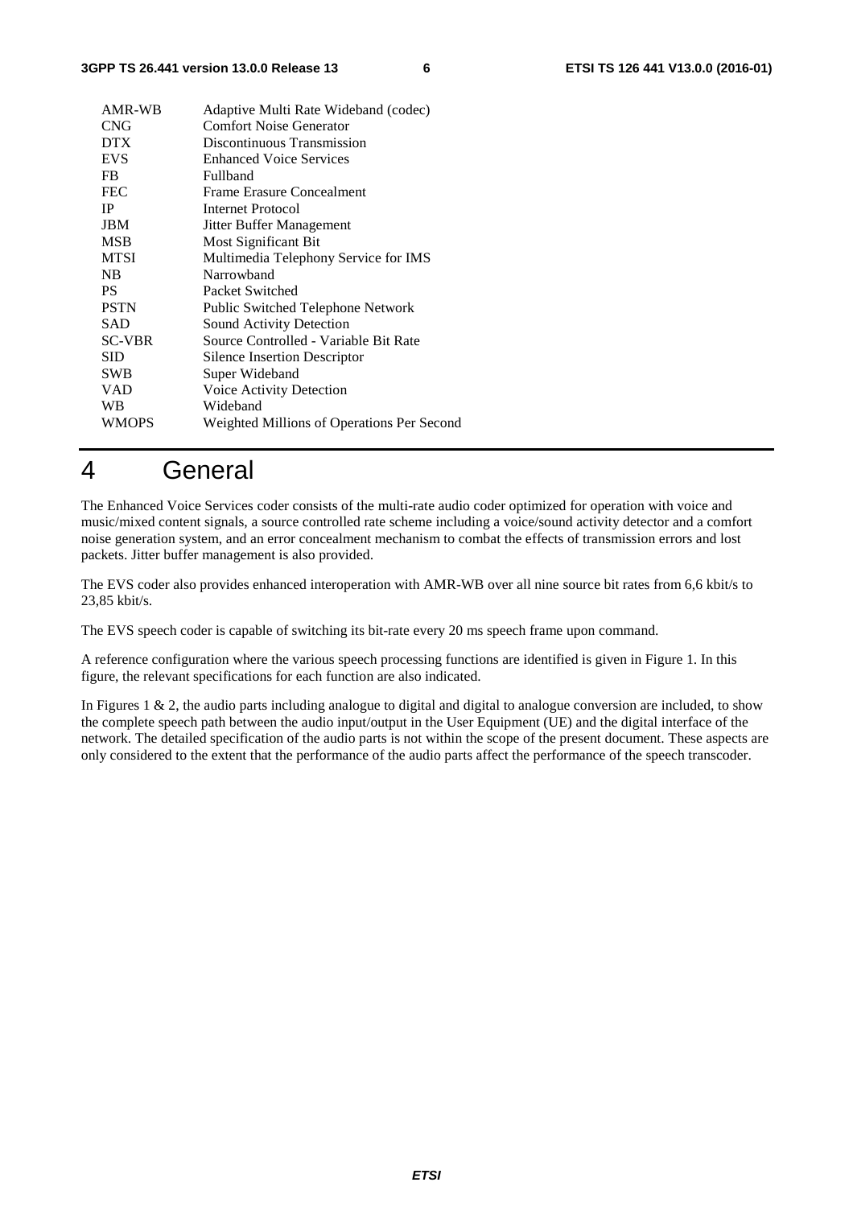| | |
|---|---|
| AMR-WB | Adaptive Multi Rate Wideband (codec) |
| CNG | Comfort Noise Generator |
| DTX | Discontinuous Transmission |
| EVS | Enhanced Voice Services |
| FB | Fullband |
| FEC | Frame Erasure Concealment |
| IP | Internet Protocol |
| JBM | Jitter Buffer Management |
| MSB | Most Significant Bit |
| MTSI | Multimedia Telephony Service for IMS |
| NB | Narrowband |
| PS | Packet Switched |
| PSTN | Public Switched Telephone Network |
| SAD | Sound Activity Detection |
| SC-VBR | Source Controlled - Variable Bit Rate |
| SID | Silence Insertion Descriptor |
| SWB | Super Wideband |
| VAD | Voice Activity Detection |
| WB | Wideband |
| WMOPS | Weighted Millions of Operations Per Second |

# 4 General

The Enhanced Voice Services coder consists of the multi-rate audio coder optimized for operation with voice and music/mixed content signals, a source controlled rate scheme including a voice/sound activity detector and a comfort noise generation system, and an error concealment mechanism to combat the effects of transmission errors and lost packets. Jitter buffer management is also provided.

The EVS coder also provides enhanced interoperation with AMR-WB over all nine source bit rates from 6,6 kbit/s to 23,85 kbit/s.

The EVS speech coder is capable of switching its bit-rate every 20 ms speech frame upon command.

A reference configuration where the various speech processing functions are identified is given in Figure 1. In this figure, the relevant specifications for each function are also indicated.

In Figures 1 & 2, the audio parts including analogue to digital and digital to analogue conversion are included, to show the complete speech path between the audio input/output in the User Equipment (UE) and the digital interface of the network. The detailed specification of the audio parts is not within the scope of the present document. These aspects are only considered to the extent that the performance of the audio parts affect the performance of the speech transcoder.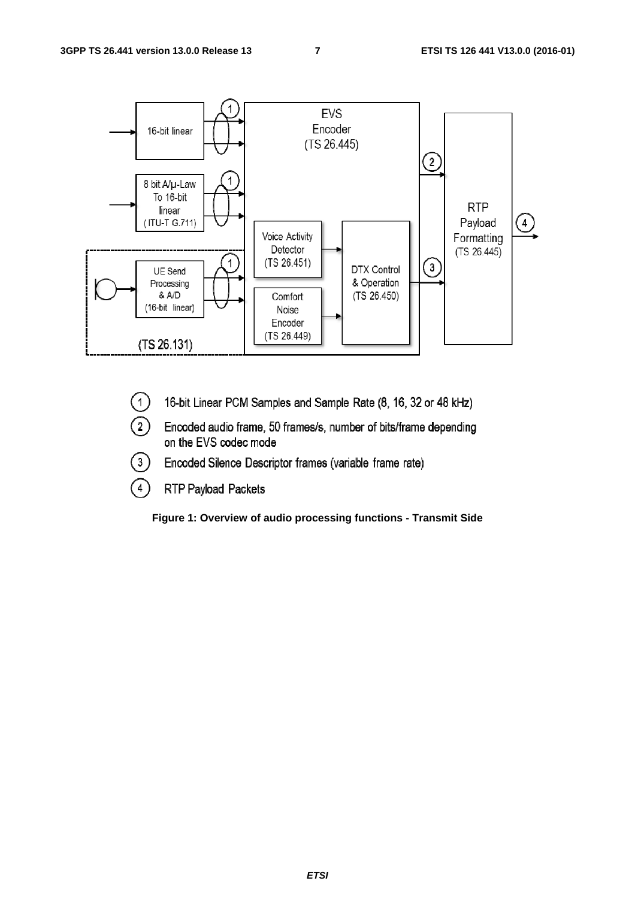1. 16-bit Linear PCM Samples and Sample Rate (8, 16, 32 or 48 kHz)
2. Encoded audio frame, 50 frames/s, number of bits/frame depending on the EVS codec mode
3. Encoded Silence Descriptor frames (variable frame rate)
4. RTP Payload Packets

**Figure 1: Overview of audio processing functions - Transmit Side**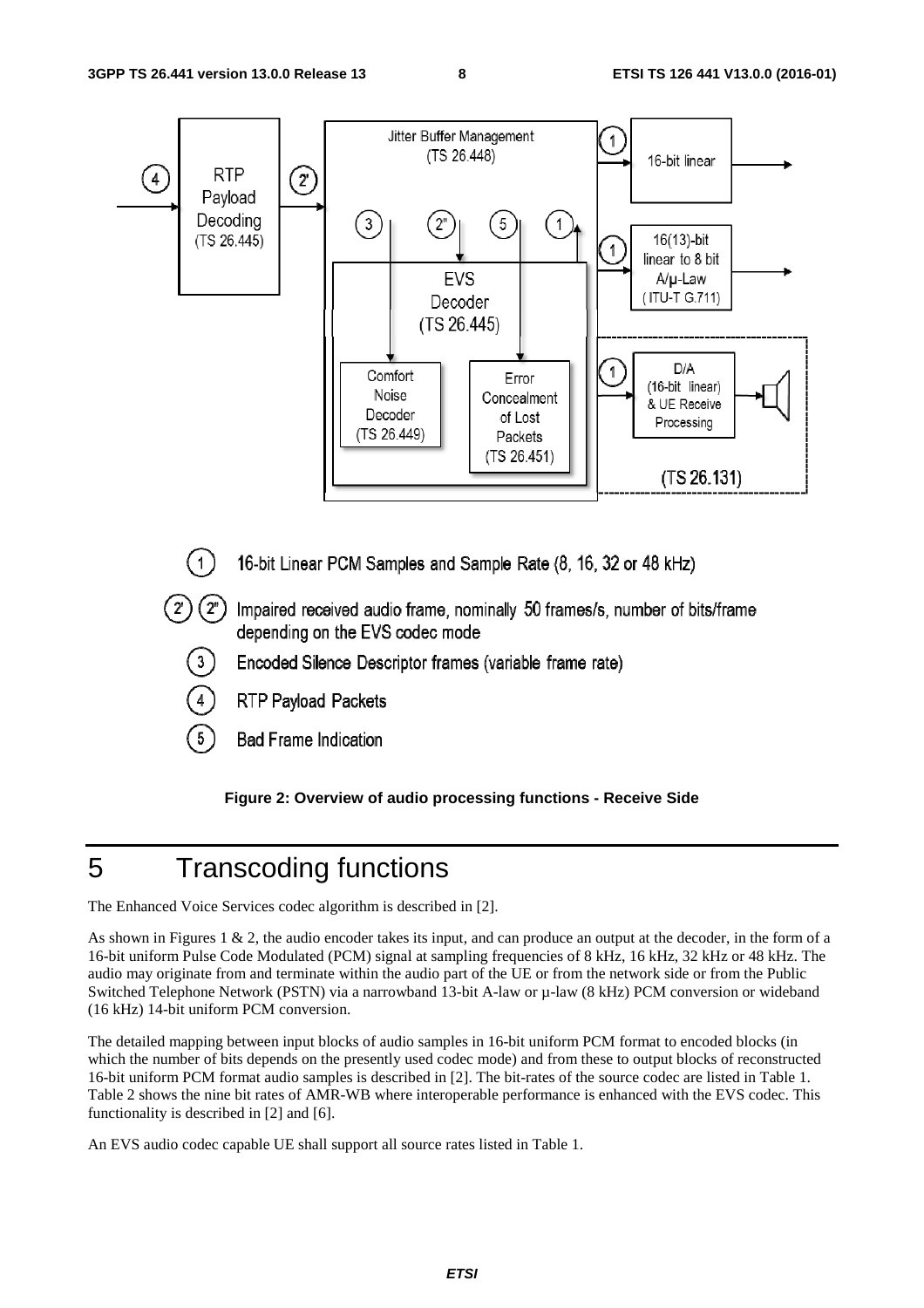Figure 2: Overview of audio processing functions - Receive Side

# 5 Transcoding functions

The Enhanced Voice Services codec algorithm is described in [2].

As shown in Figures 1 & 2, the audio encoder takes its input, and can produce an output at the decoder, in the form of a 16-bit uniform Pulse Code Modulated (PCM) signal at sampling frequencies of 8 kHz, 16 kHz, 32 kHz or 48 kHz. The audio may originate from and terminate within the audio part of the UE or from the network side or from the Public Switched Telephone Network (PSTN) via a narrowband 13-bit A-law or µ-law (8 kHz) PCM conversion or wideband (16 kHz) 14-bit uniform PCM conversion.

The detailed mapping between input blocks of audio samples in 16-bit uniform PCM format to encoded blocks (in which the number of bits depends on the presently used codec mode) and from these to output blocks of reconstructed 16-bit uniform PCM format audio samples is described in [2]. The bit-rates of the source codec are listed in Table 1. Table 2 shows the nine bit rates of AMR-WB where interoperable performance is enhanced with the EVS codec. This functionality is described in [2] and [6].

An EVS audio codec capable UE shall support all source rates listed in Table 1.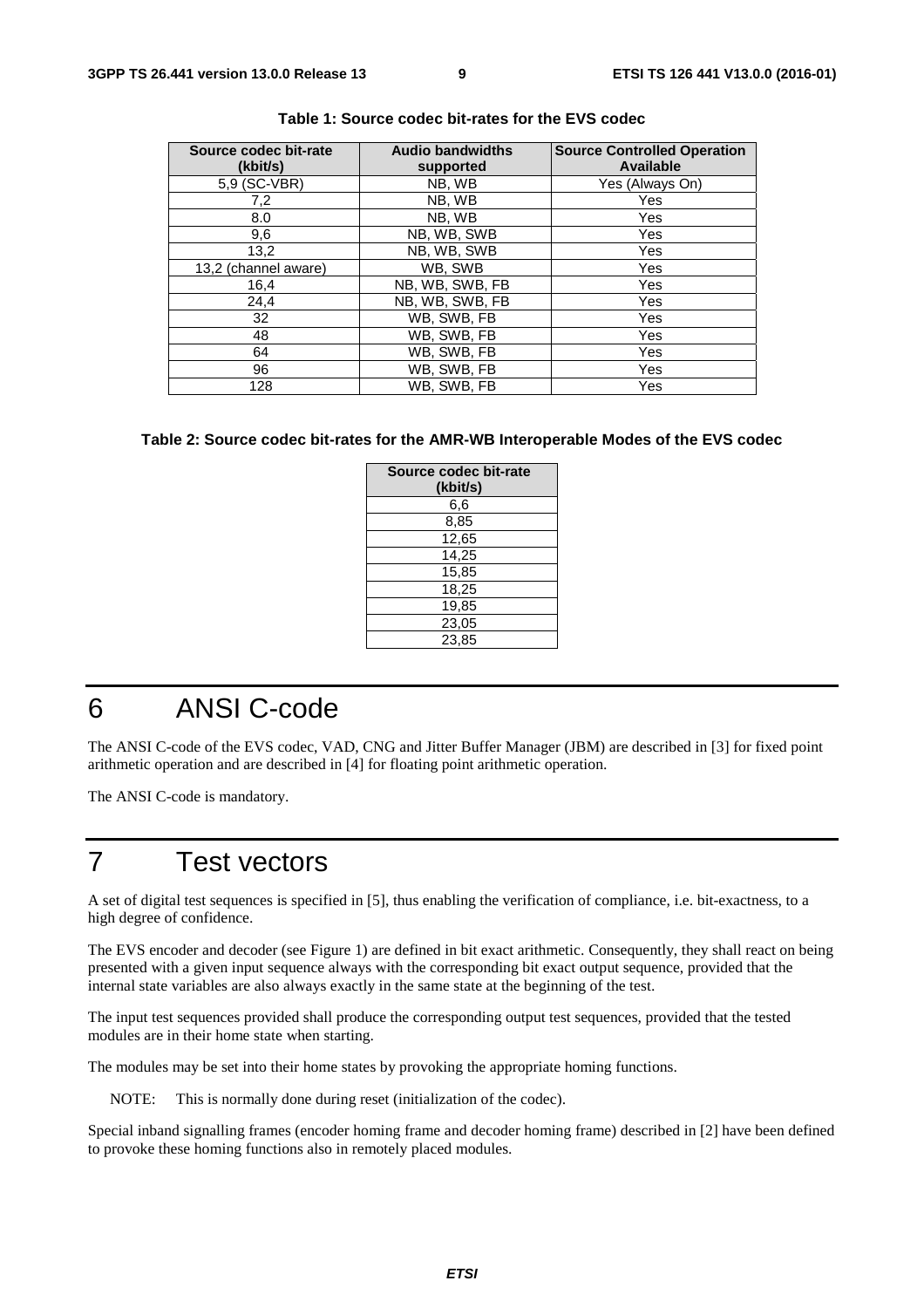**Table 1: Source codec bit-rates for the EVS codec**

| Source codec bit-rate (kbit/s) | Audio bandwidths supported | Source Controlled Operation Available |
| --- | --- | --- |
| 5,9 (SC-VBR) | NB, WB | Yes (Always On) |
| 7,2 | NB, WB | Yes |
| 8.0 | NB, WB | Yes |
| 9,6 | NB, WB, SWB | Yes |
| 13,2 | NB, WB, SWB | Yes |
| 13,2 (channel aware) | WB, SWB | Yes |
| 16,4 | NB, WB, SWB, FB | Yes |
| 24,4 | NB, WB, SWB, FB | Yes |
| 32 | WB, SWB, FB | Yes |
| 48 | WB, SWB, FB | Yes |
| 64 | WB, SWB, FB | Yes |
| 96 | WB, SWB, FB | Yes |
| 128 | WB, SWB, FB | Yes |

**Table 2: Source codec bit-rates for the AMR-WB Interoperable Modes of the EVS codec**

| Source codec bit-rate (kbit/s) |
| --- |
| 6,6 |
| 8,85 |
| 12,65 |
| 14,25 |
| 15,85 |
| 18,25 |
| 19,85 |
| 23,05 |
| 23,85 |

# 6 ANSI C-code

The ANSI C-code of the EVS codec, VAD, CNG and Jitter Buffer Manager (JBM) are described in [3] for fixed point arithmetic operation and are described in [4] for floating point arithmetic operation.

The ANSI C-code is mandatory.

# 7 Test vectors

A set of digital test sequences is specified in [5], thus enabling the verification of compliance, i.e. bit-exactness, to a high degree of confidence.

The EVS encoder and decoder (see Figure 1) are defined in bit exact arithmetic. Consequently, they shall react on being presented with a given input sequence always with the corresponding bit exact output sequence, provided that the internal state variables are also always exactly in the same state at the beginning of the test.

The input test sequences provided shall produce the corresponding output test sequences, provided that the tested modules are in their home state when starting.

The modules may be set into their home states by provoking the appropriate homing functions.

NOTE: This is normally done during reset (initialization of the codec).

Special inband signalling frames (encoder homing frame and decoder homing frame) described in [2] have been defined to provoke these homing functions also in remotely placed modules.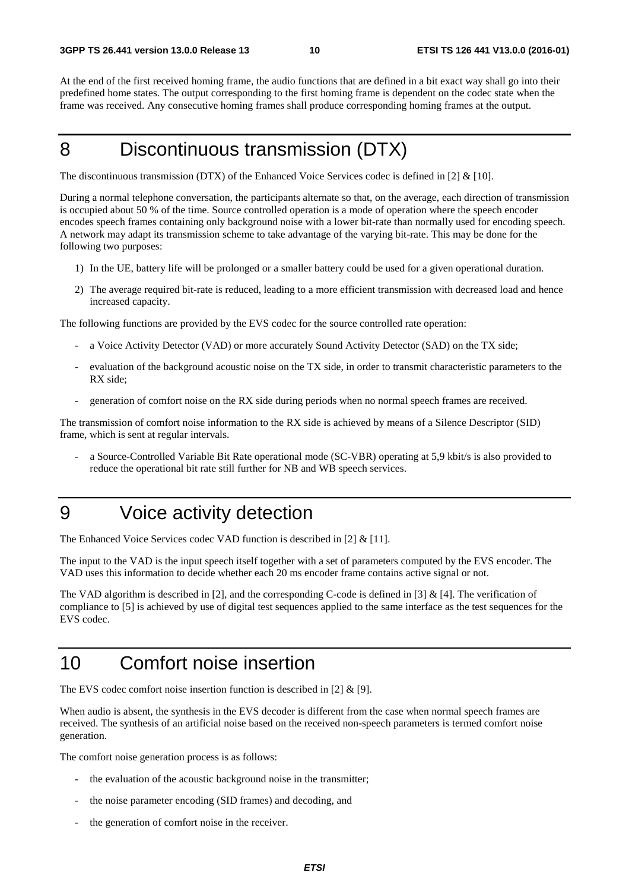At the end of the first received homing frame, the audio functions that are defined in a bit exact way shall go into their predefined home states. The output corresponding to the first homing frame is dependent on the codec state when the frame was received. Any consecutive homing frames shall produce corresponding homing frames at the output.

# 8 Discontinuous transmission (DTX)

The discontinuous transmission (DTX) of the Enhanced Voice Services codec is defined in [2] & [10].

During a normal telephone conversation, the participants alternate so that, on the average, each direction of transmission is occupied about 50 % of the time. Source controlled operation is a mode of operation where the speech encoder encodes speech frames containing only background noise with a lower bit-rate than normally used for encoding speech. A network may adapt its transmission scheme to take advantage of the varying bit-rate. This may be done for the following two purposes:

1) In the UE, battery life will be prolonged or a smaller battery could be used for a given operational duration.

2) The average required bit-rate is reduced, leading to a more efficient transmission with decreased load and hence increased capacity.

The following functions are provided by the EVS codec for the source controlled rate operation:

- a Voice Activity Detector (VAD) or more accurately Sound Activity Detector (SAD) on the TX side;
- evaluation of the background acoustic noise on the TX side, in order to transmit characteristic parameters to the RX side;
- generation of comfort noise on the RX side during periods when no normal speech frames are received.

The transmission of comfort noise information to the RX side is achieved by means of a Silence Descriptor (SID) frame, which is sent at regular intervals.

- a Source-Controlled Variable Bit Rate operational mode (SC-VBR) operating at 5,9 kbit/s is also provided to reduce the operational bit rate still further for NB and WB speech services.

# 9 Voice activity detection

The Enhanced Voice Services codec VAD function is described in [2] & [11].

The input to the VAD is the input speech itself together with a set of parameters computed by the EVS encoder. The VAD uses this information to decide whether each 20 ms encoder frame contains active signal or not.

The VAD algorithm is described in [2], and the corresponding C-code is defined in [3] & [4]. The verification of compliance to [5] is achieved by use of digital test sequences applied to the same interface as the test sequences for the EVS codec.

# 10 Comfort noise insertion

The EVS codec comfort noise insertion function is described in [2] & [9].

When audio is absent, the synthesis in the EVS decoder is different from the case when normal speech frames are received. The synthesis of an artificial noise based on the received non-speech parameters is termed comfort noise generation.

The comfort noise generation process is as follows:

- the evaluation of the acoustic background noise in the transmitter;
- the noise parameter encoding (SID frames) and decoding, and
- the generation of comfort noise in the receiver.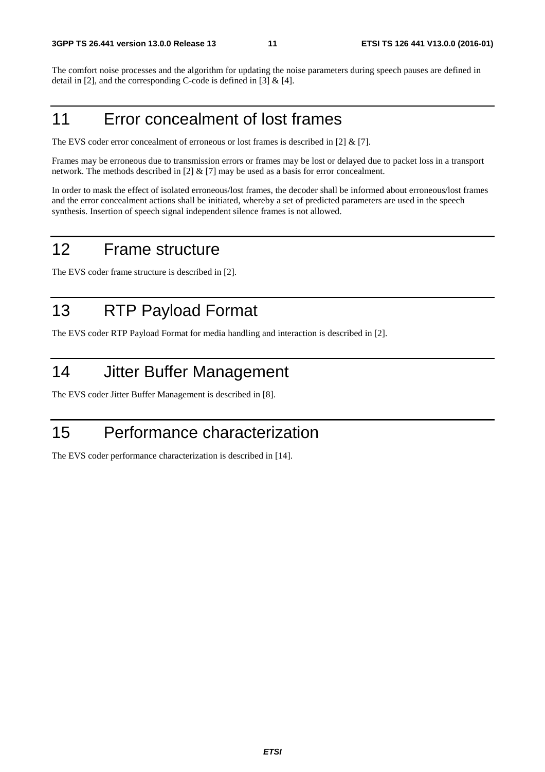The comfort noise processes and the algorithm for updating the noise parameters during speech pauses are defined in detail in [2], and the corresponding C-code is defined in [3] & [4].

# 11 Error concealment of lost frames

The EVS coder error concealment of erroneous or lost frames is described in [2] & [7].

Frames may be erroneous due to transmission errors or frames may be lost or delayed due to packet loss in a transport network. The methods described in [2] & [7] may be used as a basis for error concealment.

In order to mask the effect of isolated erroneous/lost frames, the decoder shall be informed about erroneous/lost frames and the error concealment actions shall be initiated, whereby a set of predicted parameters are used in the speech synthesis. Insertion of speech signal independent silence frames is not allowed.

# 12 Frame structure

The EVS coder frame structure is described in [2].

# 13 RTP Payload Format

The EVS coder RTP Payload Format for media handling and interaction is described in [2].

# 14 Jitter Buffer Management

The EVS coder Jitter Buffer Management is described in [8].

# 15 Performance characterization

The EVS coder performance characterization is described in [14].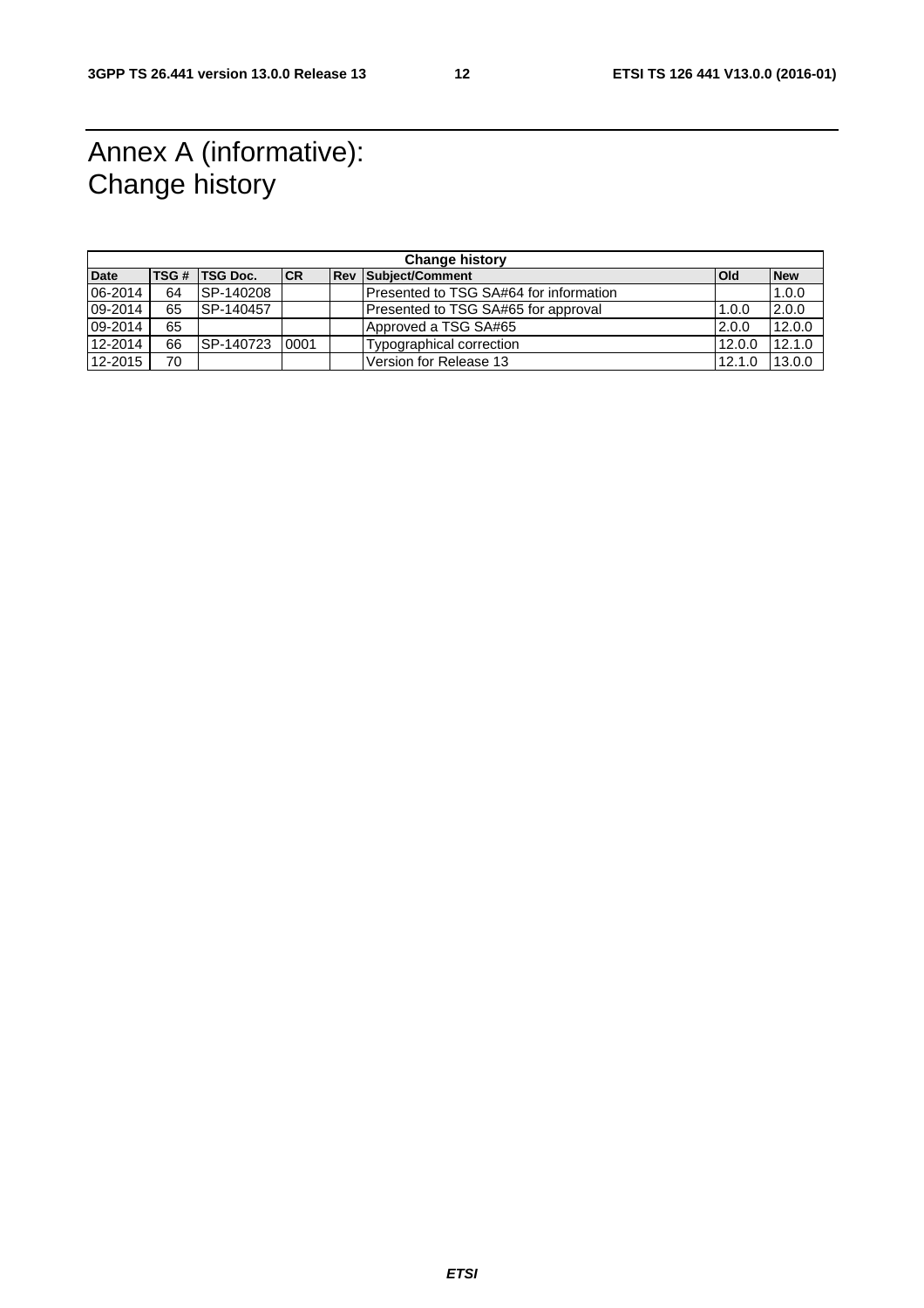# Annex A (informative): Change history

| Change history | | | | | | | |
|---|---|---|---|---|---|---|---|
| **Date** | **TSG #** | **TSG Doc.** | **CR** | **Rev** | **Subject/Comment** | **Old** | **New** |
| 06-2014 | 64 | SP-140208 | | | Presented to TSG SA#64 for information | | 1.0.0 |
| 09-2014 | 65 | SP-140457 | | | Presented to TSG SA#65 for approval | 1.0.0 | 2.0.0 |
| 09-2014 | 65 | | | | Approved a TSG SA#65 | 2.0.0 | 12.0.0 |
| 12-2014 | 66 | SP-140723 | 0001 | | Typographical correction | 12.0.0 | 12.1.0 |
| 12-2015 | 70 | | | | Version for Release 13 | 12.1.0 | 13.0.0 |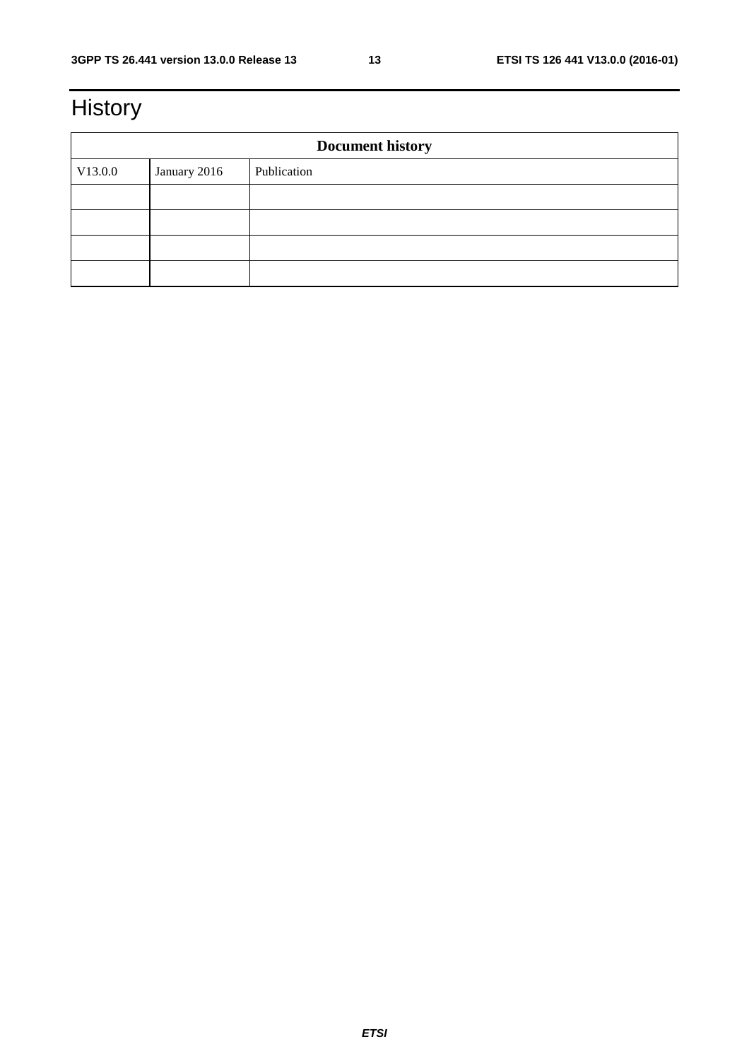# History

| Document history | | |
|---|---|---|
| V13.0.0 | January 2016 | Publication |
| | | |
| | | |
| | | |
| | | |